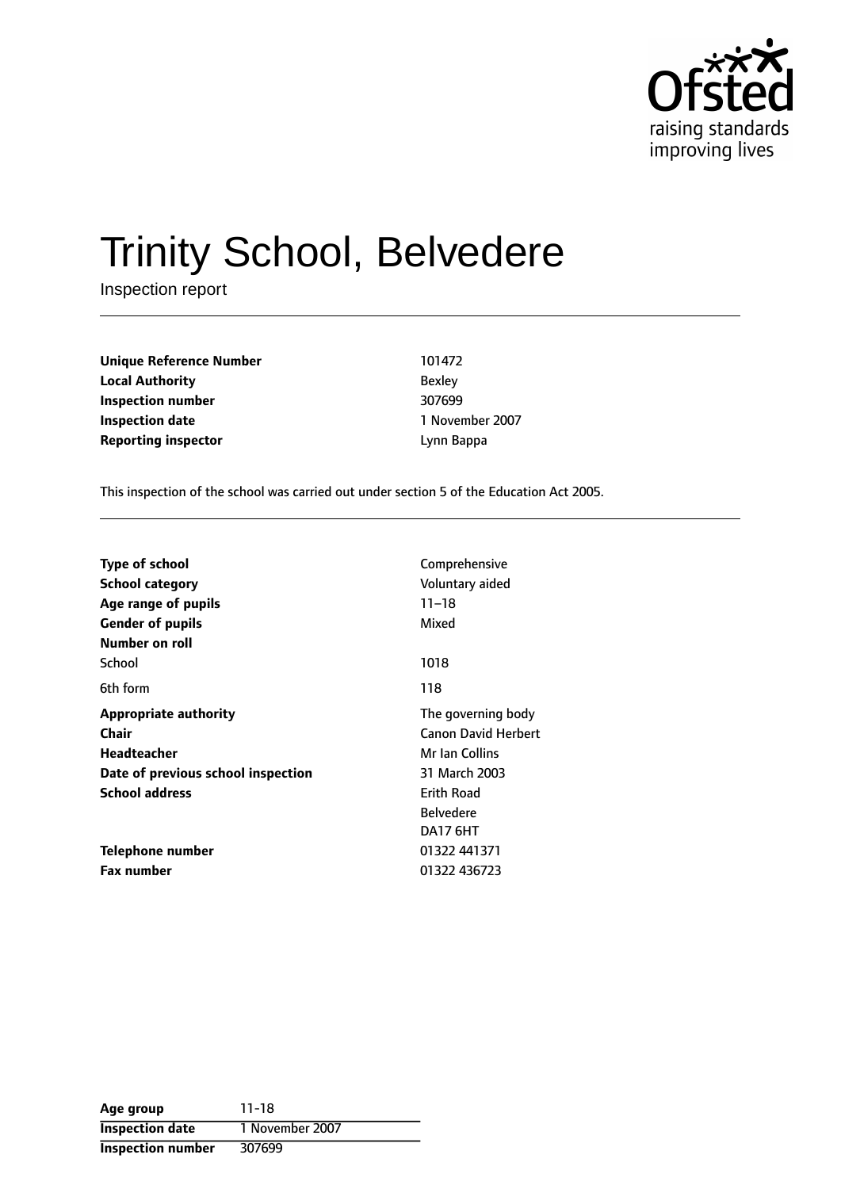# Trinity School, Belvedere

Inspection report

| | |
|---|---|
| **Unique Reference Number** | 101472 |
| **Local Authority** | Bexley |
| **Inspection number** | 307699 |
| **Inspection date** | 1 November 2007 |
| **Reporting inspector** | Lynn Bappa |

This inspection of the school was carried out under section 5 of the Education Act 2005.

| | |
|---|---|
| **Type of school** | Comprehensive |
| **School category** | Voluntary aided |
| **Age range of pupils** | 11–18 |
| **Gender of pupils** | Mixed |
| **Number on roll** | |
| School | 1018 |
| 6th form | 118 |
| **Appropriate authority** | The governing body |
| **Chair** | Canon David Herbert |
| **Headteacher** | Mr Ian Collins |
| **Date of previous school inspection** | 31 March 2003 |
| **School address** | Erith Road<br>Belvedere<br>DA17 6HT |
| **Telephone number** | 01322 441371 |
| **Fax number** | 01322 436723 |

| | |
|---|---|
| **Age group** | 11-18 |
| **Inspection date** | 1 November 2007 |
| **Inspection number** | 307699 |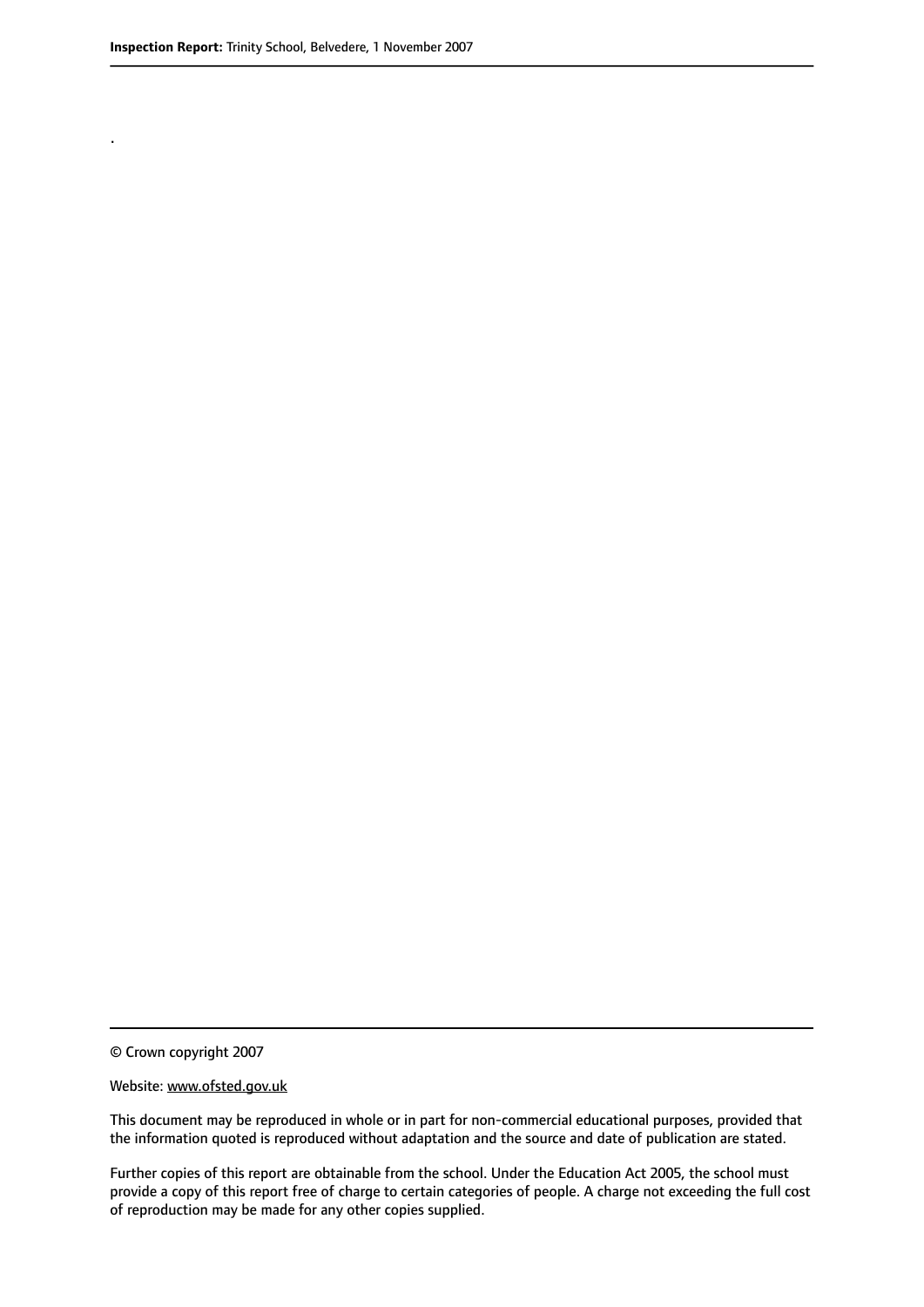.

© Crown copyright 2007

Website: www.ofsted.gov.uk

This document may be reproduced in whole or in part for non-commercial educational purposes, provided that the information quoted is reproduced without adaptation and the source and date of publication are stated.

Further copies of this report are obtainable from the school. Under the Education Act 2005, the school must provide a copy of this report free of charge to certain categories of people. A charge not exceeding the full cost of reproduction may be made for any other copies supplied.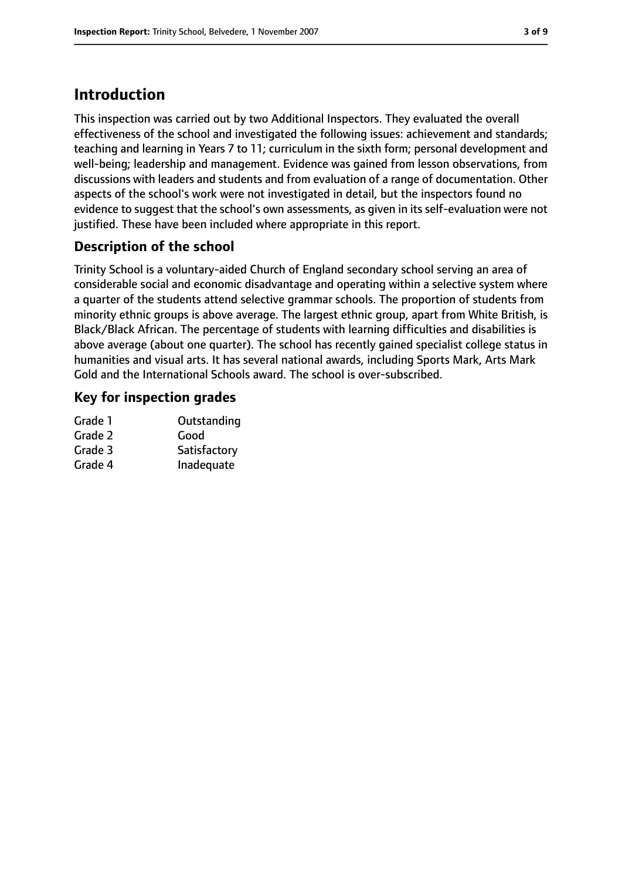# Introduction

This inspection was carried out by two Additional Inspectors. They evaluated the overall effectiveness of the school and investigated the following issues: achievement and standards; teaching and learning in Years 7 to 11; curriculum in the sixth form; personal development and well-being; leadership and management. Evidence was gained from lesson observations, from discussions with leaders and students and from evaluation of a range of documentation. Other aspects of the school's work were not investigated in detail, but the inspectors found no evidence to suggest that the school's own assessments, as given in its self-evaluation were not justified. These have been included where appropriate in this report.

## Description of the school

Trinity School is a voluntary-aided Church of England secondary school serving an area of considerable social and economic disadvantage and operating within a selective system where a quarter of the students attend selective grammar schools. The proportion of students from minority ethnic groups is above average. The largest ethnic group, apart from White British, is Black/Black African. The percentage of students with learning difficulties and disabilities is above average (about one quarter). The school has recently gained specialist college status in humanities and visual arts. It has several national awards, including Sports Mark, Arts Mark Gold and the International Schools award. The school is over-subscribed.

## Key for inspection grades

| | |
|---|---|
| Grade 1 | Outstanding |
| Grade 2 | Good |
| Grade 3 | Satisfactory |
| Grade 4 | Inadequate |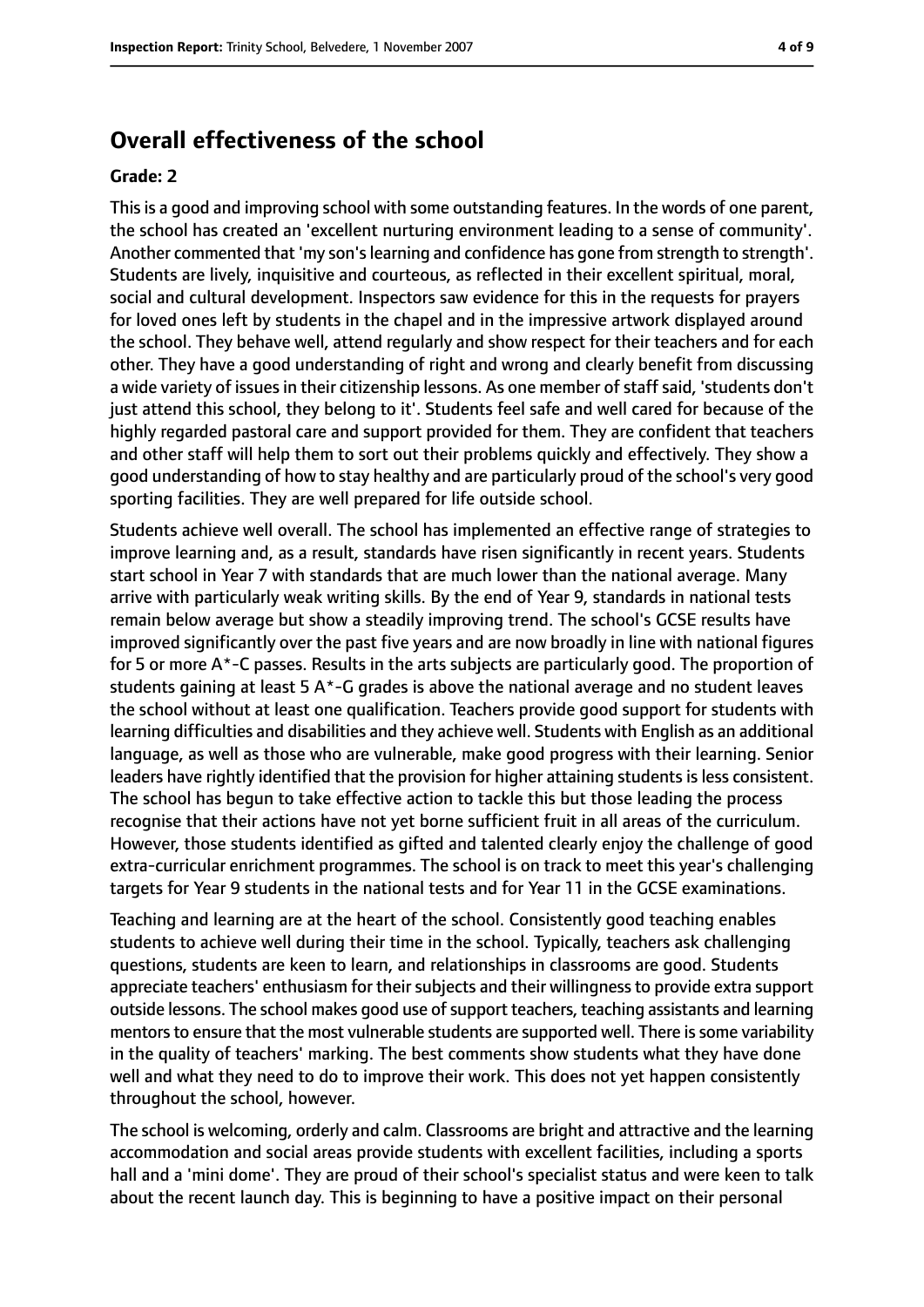## Overall effectiveness of the school

### Grade: 2

This is a good and improving school with some outstanding features. In the words of one parent, the school has created an 'excellent nurturing environment leading to a sense of community'. Another commented that 'my son's learning and confidence has gone from strength to strength'. Students are lively, inquisitive and courteous, as reflected in their excellent spiritual, moral, social and cultural development. Inspectors saw evidence for this in the requests for prayers for loved ones left by students in the chapel and in the impressive artwork displayed around the school. They behave well, attend regularly and show respect for their teachers and for each other. They have a good understanding of right and wrong and clearly benefit from discussing a wide variety of issues in their citizenship lessons. As one member of staff said, 'students don't just attend this school, they belong to it'. Students feel safe and well cared for because of the highly regarded pastoral care and support provided for them. They are confident that teachers and other staff will help them to sort out their problems quickly and effectively. They show a good understanding of how to stay healthy and are particularly proud of the school's very good sporting facilities. They are well prepared for life outside school.

Students achieve well overall. The school has implemented an effective range of strategies to improve learning and, as a result, standards have risen significantly in recent years. Students start school in Year 7 with standards that are much lower than the national average. Many arrive with particularly weak writing skills. By the end of Year 9, standards in national tests remain below average but show a steadily improving trend. The school's GCSE results have improved significantly over the past five years and are now broadly in line with national figures for 5 or more A*-C passes. Results in the arts subjects are particularly good. The proportion of students gaining at least 5 A*-G grades is above the national average and no student leaves the school without at least one qualification. Teachers provide good support for students with learning difficulties and disabilities and they achieve well. Students with English as an additional language, as well as those who are vulnerable, make good progress with their learning. Senior leaders have rightly identified that the provision for higher attaining students is less consistent. The school has begun to take effective action to tackle this but those leading the process recognise that their actions have not yet borne sufficient fruit in all areas of the curriculum. However, those students identified as gifted and talented clearly enjoy the challenge of good extra-curricular enrichment programmes. The school is on track to meet this year's challenging targets for Year 9 students in the national tests and for Year 11 in the GCSE examinations.

Teaching and learning are at the heart of the school. Consistently good teaching enables students to achieve well during their time in the school. Typically, teachers ask challenging questions, students are keen to learn, and relationships in classrooms are good. Students appreciate teachers' enthusiasm for their subjects and their willingness to provide extra support outside lessons. The school makes good use of support teachers, teaching assistants and learning mentors to ensure that the most vulnerable students are supported well. There is some variability in the quality of teachers' marking. The best comments show students what they have done well and what they need to do to improve their work. This does not yet happen consistently throughout the school, however.

The school is welcoming, orderly and calm. Classrooms are bright and attractive and the learning accommodation and social areas provide students with excellent facilities, including a sports hall and a 'mini dome'. They are proud of their school's specialist status and were keen to talk about the recent launch day. This is beginning to have a positive impact on their personal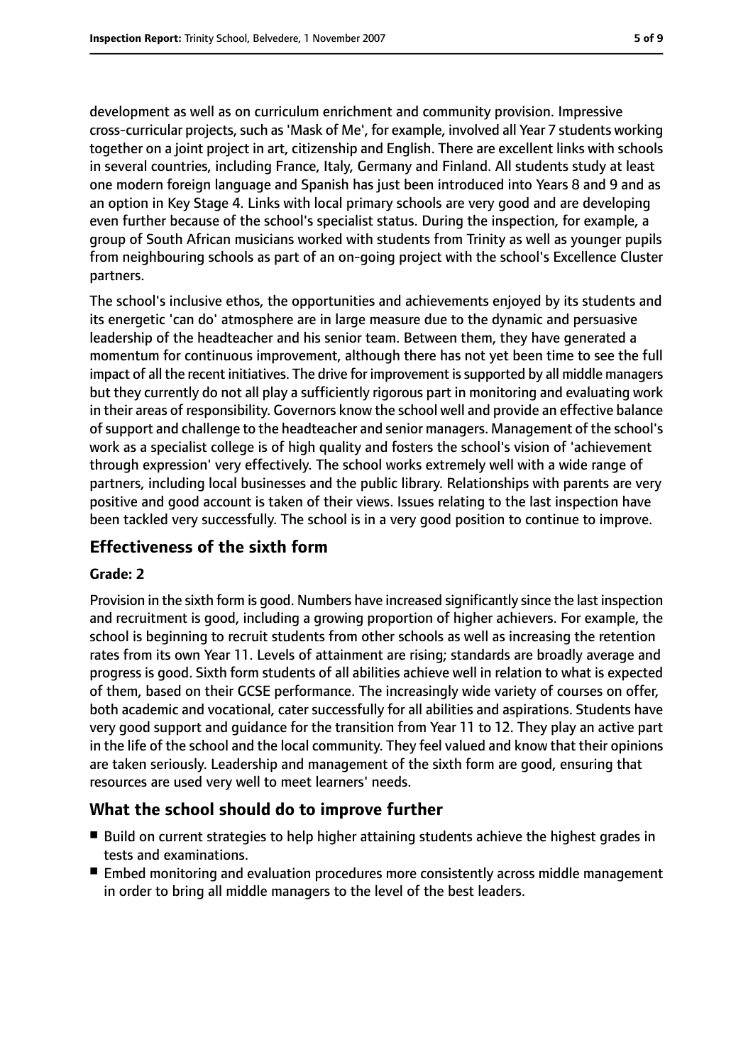development as well as on curriculum enrichment and community provision. Impressive cross-curricular projects, such as 'Mask of Me', for example, involved all Year 7 students working together on a joint project in art, citizenship and English. There are excellent links with schools in several countries, including France, Italy, Germany and Finland. All students study at least one modern foreign language and Spanish has just been introduced into Years 8 and 9 and as an option in Key Stage 4. Links with local primary schools are very good and are developing even further because of the school's specialist status. During the inspection, for example, a group of South African musicians worked with students from Trinity as well as younger pupils from neighbouring schools as part of an on-going project with the school's Excellence Cluster partners.

The school's inclusive ethos, the opportunities and achievements enjoyed by its students and its energetic 'can do' atmosphere are in large measure due to the dynamic and persuasive leadership of the headteacher and his senior team. Between them, they have generated a momentum for continuous improvement, although there has not yet been time to see the full impact of all the recent initiatives. The drive for improvement is supported by all middle managers but they currently do not all play a sufficiently rigorous part in monitoring and evaluating work in their areas of responsibility. Governors know the school well and provide an effective balance of support and challenge to the headteacher and senior managers. Management of the school's work as a specialist college is of high quality and fosters the school's vision of 'achievement through expression' very effectively. The school works extremely well with a wide range of partners, including local businesses and the public library. Relationships with parents are very positive and good account is taken of their views. Issues relating to the last inspection have been tackled very successfully. The school is in a very good position to continue to improve.

## Effectiveness of the sixth form

**Grade: 2**

Provision in the sixth form is good. Numbers have increased significantly since the last inspection and recruitment is good, including a growing proportion of higher achievers. For example, the school is beginning to recruit students from other schools as well as increasing the retention rates from its own Year 11. Levels of attainment are rising; standards are broadly average and progress is good. Sixth form students of all abilities achieve well in relation to what is expected of them, based on their GCSE performance. The increasingly wide variety of courses on offer, both academic and vocational, cater successfully for all abilities and aspirations. Students have very good support and guidance for the transition from Year 11 to 12. They play an active part in the life of the school and the local community. They feel valued and know that their opinions are taken seriously. Leadership and management of the sixth form are good, ensuring that resources are used very well to meet learners' needs.

## What the school should do to improve further

- Build on current strategies to help higher attaining students achieve the highest grades in tests and examinations.
- Embed monitoring and evaluation procedures more consistently across middle management in order to bring all middle managers to the level of the best leaders.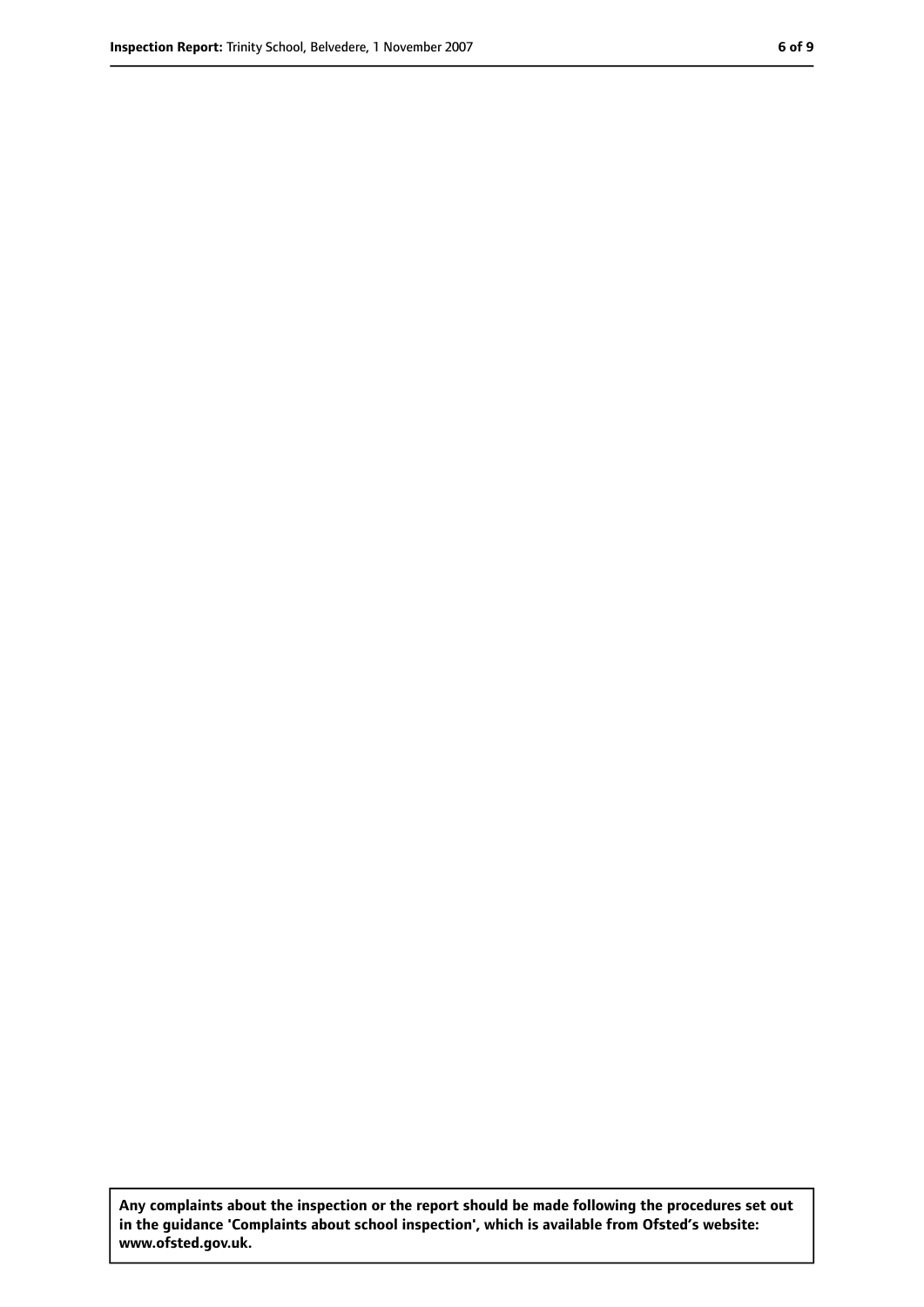**Any complaints about the inspection or the report should be made following the procedures set out in the guidance 'Complaints about school inspection', which is available from Ofsted's website: www.ofsted.gov.uk.**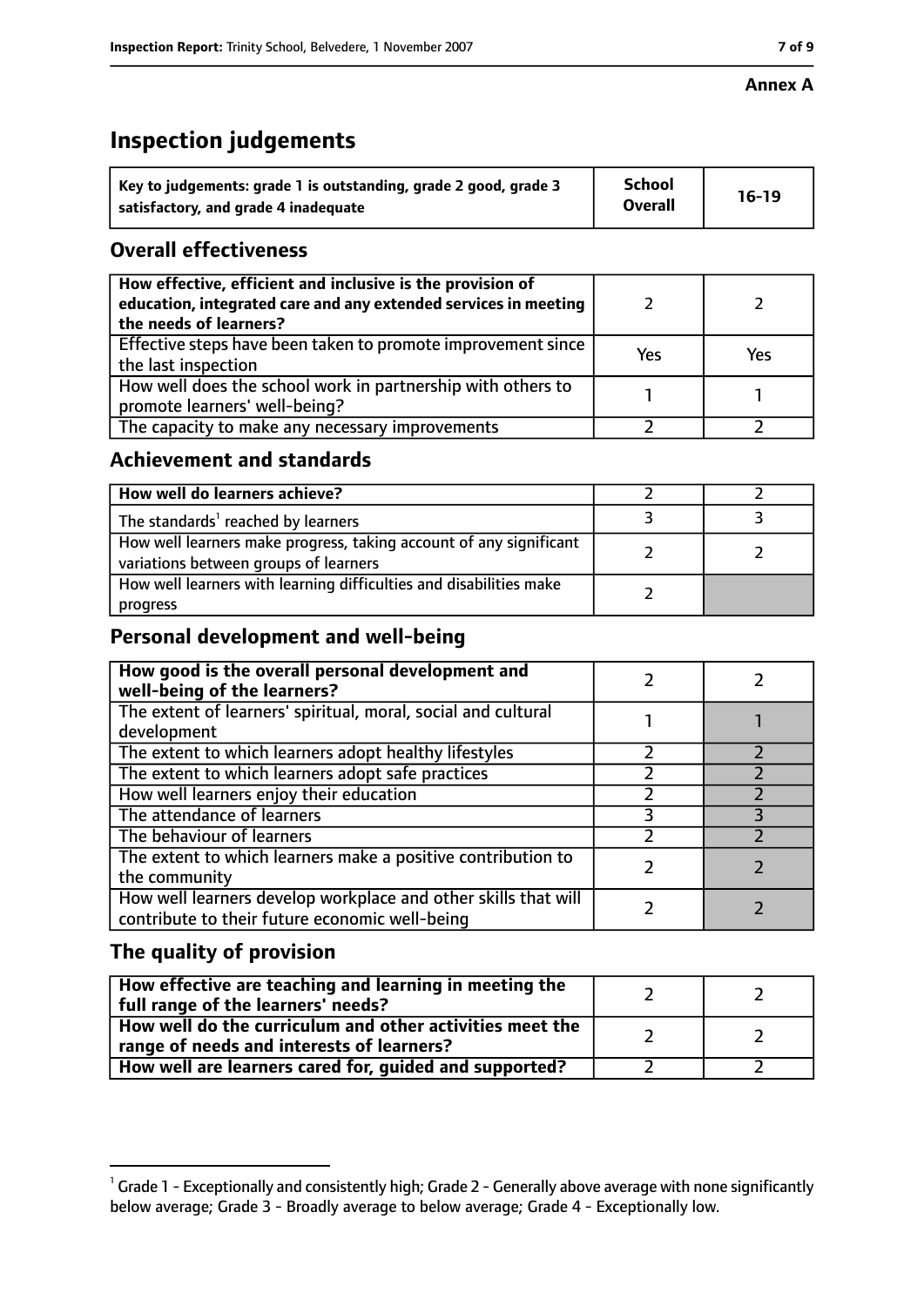**Annex A**

# Inspection judgements

| Key to judgements: grade 1 is outstanding, grade 2 good, grade 3 satisfactory, and grade 4 inadequate | School Overall | 16-19 |
|---|---|---|

## Overall effectiveness

| | | |
|---|---|---|
| How effective, efficient and inclusive is the provision of education, integrated care and any extended services in meeting the needs of learners? | 2 | 2 |
| Effective steps have been taken to promote improvement since the last inspection | Yes | Yes |
| How well does the school work in partnership with others to promote learners' well-being? | 1 | 1 |
| The capacity to make any necessary improvements | 2 | 2 |

## Achievement and standards

| | | |
|---|---|---|
| How well do learners achieve? | 2 | 2 |
| The standards[1] reached by learners | 3 | 3 |
| How well learners make progress, taking account of any significant variations between groups of learners | 2 | 2 |
| How well learners with learning difficulties and disabilities make progress | 2 | |

## Personal development and well-being

| | | |
|---|---|---|
| How good is the overall personal development and well-being of the learners? | 2 | 2 |
| The extent of learners' spiritual, moral, social and cultural development | 1 | 1 |
| The extent to which learners adopt healthy lifestyles | 2 | 2 |
| The extent to which learners adopt safe practices | 2 | 2 |
| How well learners enjoy their education | 2 | 2 |
| The attendance of learners | 3 | 3 |
| The behaviour of learners | 2 | 2 |
| The extent to which learners make a positive contribution to the community | 2 | 2 |
| How well learners develop workplace and other skills that will contribute to their future economic well-being | 2 | 2 |

## The quality of provision

| | | |
|---|---|---|
| How effective are teaching and learning in meeting the full range of the learners' needs? | 2 | 2 |
| How well do the curriculum and other activities meet the range of needs and interests of learners? | 2 | 2 |
| How well are learners cared for, guided and supported? | 2 | 2 |

[1] Grade 1 - Exceptionally and consistently high; Grade 2 - Generally above average with none significantly below average; Grade 3 - Broadly average to below average; Grade 4 - Exceptionally low.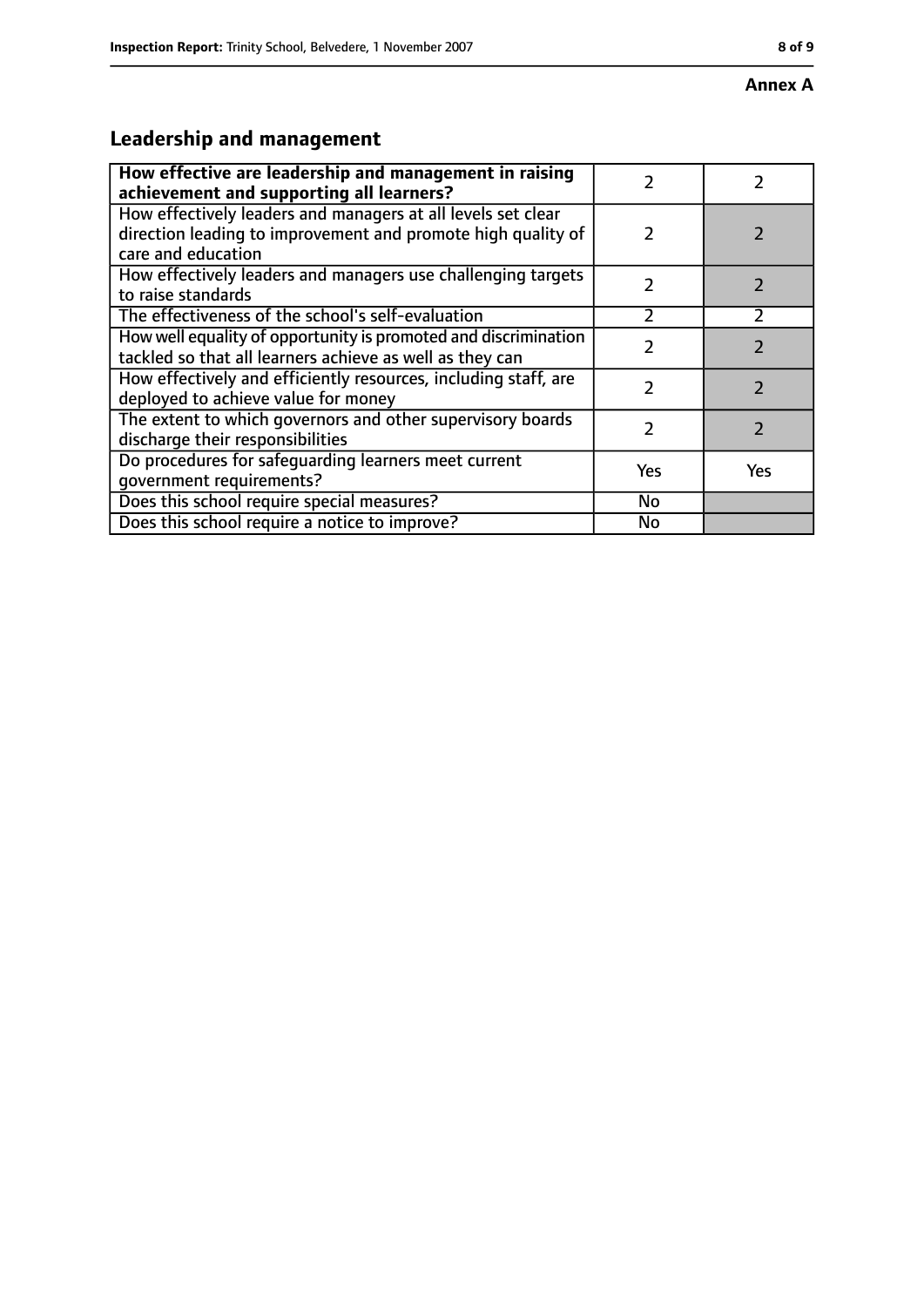**Annex A**

## Leadership and management

| How effective are leadership and management in raising achievement and supporting all learners? | 2 | 2 |
|---|---|---|
| How effectively leaders and managers at all levels set clear direction leading to improvement and promote high quality of care and education | 2 | 2 |
| How effectively leaders and managers use challenging targets to raise standards | 2 | 2 |
| The effectiveness of the school's self-evaluation | 2 | 2 |
| How well equality of opportunity is promoted and discrimination tackled so that all learners achieve as well as they can | 2 | 2 |
| How effectively and efficiently resources, including staff, are deployed to achieve value for money | 2 | 2 |
| The extent to which governors and other supervisory boards discharge their responsibilities | 2 | 2 |
| Do procedures for safeguarding learners meet current government requirements? | Yes | Yes |
| Does this school require special measures? | No | |
| Does this school require a notice to improve? | No | |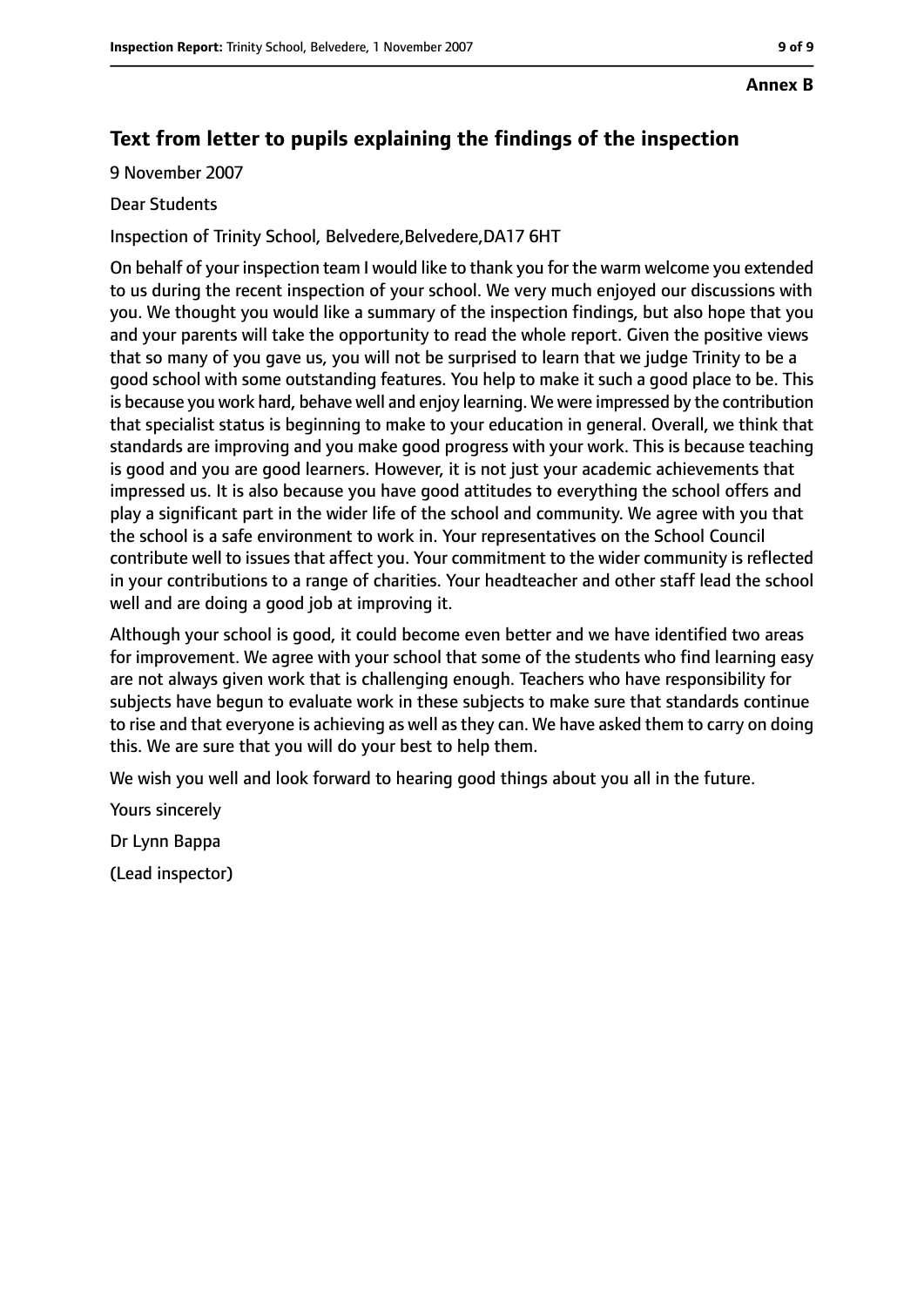**Annex B**

## Text from letter to pupils explaining the findings of the inspection

9 November 2007

Dear Students

Inspection of Trinity School, Belvedere,Belvedere,DA17 6HT

On behalf of your inspection team I would like to thank you for the warm welcome you extended to us during the recent inspection of your school. We very much enjoyed our discussions with you. We thought you would like a summary of the inspection findings, but also hope that you and your parents will take the opportunity to read the whole report. Given the positive views that so many of you gave us, you will not be surprised to learn that we judge Trinity to be a good school with some outstanding features. You help to make it such a good place to be. This is because you work hard, behave well and enjoy learning. We were impressed by the contribution that specialist status is beginning to make to your education in general. Overall, we think that standards are improving and you make good progress with your work. This is because teaching is good and you are good learners. However, it is not just your academic achievements that impressed us. It is also because you have good attitudes to everything the school offers and play a significant part in the wider life of the school and community. We agree with you that the school is a safe environment to work in. Your representatives on the School Council contribute well to issues that affect you. Your commitment to the wider community is reflected in your contributions to a range of charities. Your headteacher and other staff lead the school well and are doing a good job at improving it.

Although your school is good, it could become even better and we have identified two areas for improvement. We agree with your school that some of the students who find learning easy are not always given work that is challenging enough. Teachers who have responsibility for subjects have begun to evaluate work in these subjects to make sure that standards continue to rise and that everyone is achieving as well as they can. We have asked them to carry on doing this. We are sure that you will do your best to help them.

We wish you well and look forward to hearing good things about you all in the future.

Yours sincerely

Dr Lynn Bappa

(Lead inspector)